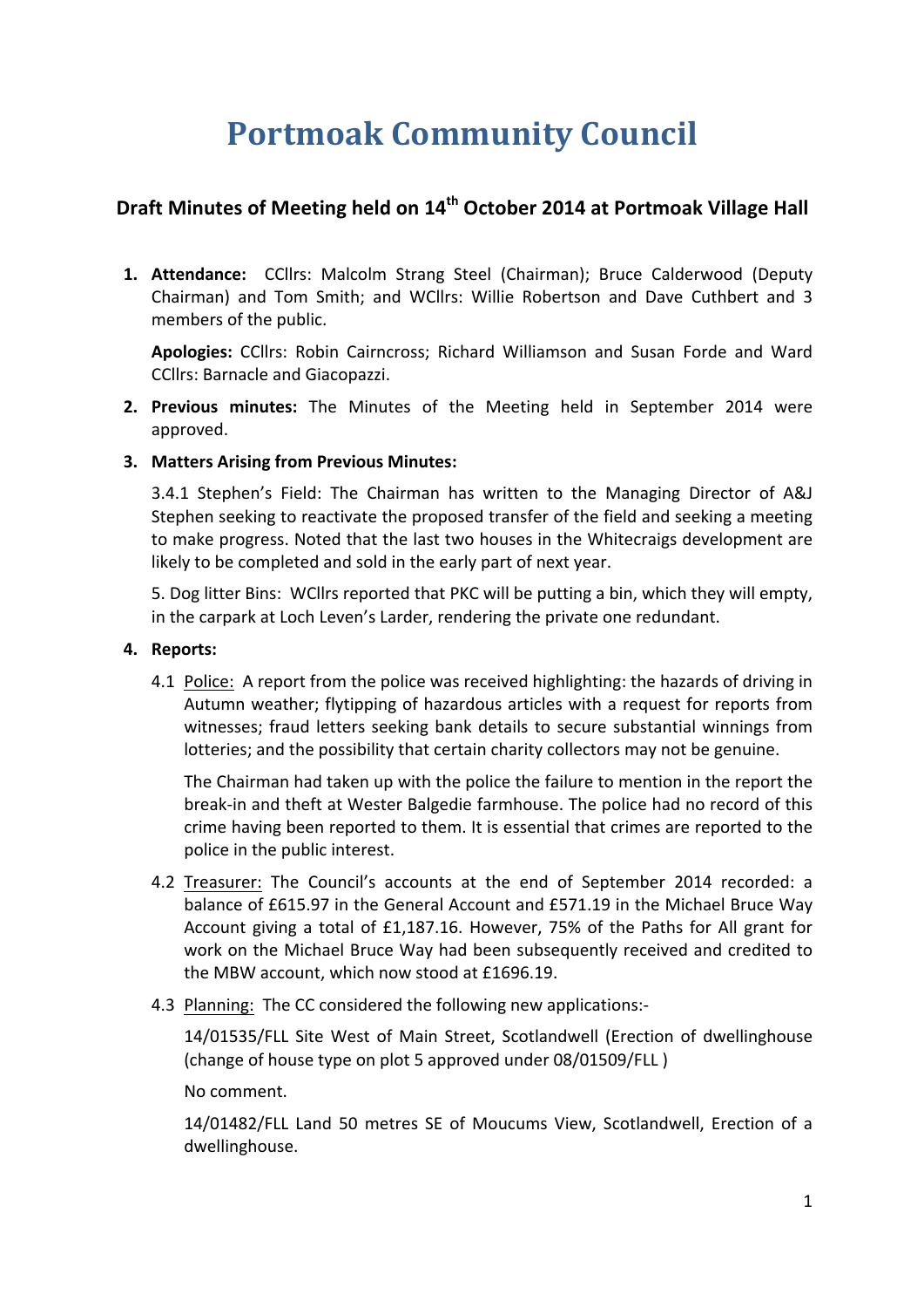# Portmoak Community Council

## Draft Minutes of Meeting held on 14th October 2014 at Portmoak Village Hall

1. **Attendance:** CCllrs: Malcolm Strang Steel (Chairman); Bruce Calderwood (Deputy Chairman) and Tom Smith; and WCllrs: Willie Robertson and Dave Cuthbert and 3 members of the public.

   **Apologies:** CCllrs: Robin Cairncross; Richard Williamson and Susan Forde and Ward CCllrs: Barnacle and Giacopazzi.

2. **Previous minutes:** The Minutes of the Meeting held in September 2014 were approved.

3. **Matters Arising from Previous Minutes:**

   3.4.1 Stephen's Field: The Chairman has written to the Managing Director of A&J Stephen seeking to reactivate the proposed transfer of the field and seeking a meeting to make progress. Noted that the last two houses in the Whitecraigs development are likely to be completed and sold in the early part of next year.

   5. Dog litter Bins: WCllrs reported that PKC will be putting a bin, which they will empty, in the carpark at Loch Leven's Larder, rendering the private one redundant.

4. **Reports:**

   4.1 Police: A report from the police was received highlighting: the hazards of driving in Autumn weather; flytipping of hazardous articles with a request for reports from witnesses; fraud letters seeking bank details to secure substantial winnings from lotteries; and the possibility that certain charity collectors may not be genuine.

   The Chairman had taken up with the police the failure to mention in the report the break-in and theft at Wester Balgedie farmhouse. The police had no record of this crime having been reported to them. It is essential that crimes are reported to the police in the public interest.

   4.2 Treasurer: The Council's accounts at the end of September 2014 recorded: a balance of £615.97 in the General Account and £571.19 in the Michael Bruce Way Account giving a total of £1,187.16. However, 75% of the Paths for All grant for work on the Michael Bruce Way had been subsequently received and credited to the MBW account, which now stood at £1696.19.

   4.3 Planning: The CC considered the following new applications:-

   14/01535/FLL Site West of Main Street, Scotlandwell (Erection of dwellinghouse (change of house type on plot 5 approved under 08/01509/FLL )

   No comment.

   14/01482/FLL Land 50 metres SE of Moucums View, Scotlandwell, Erection of a dwellinghouse.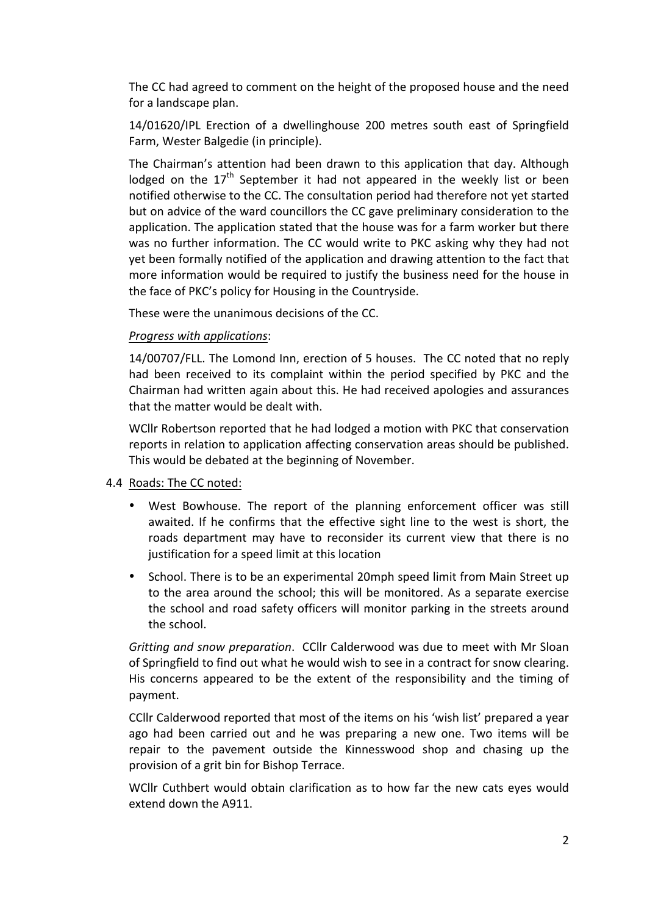The CC had agreed to comment on the height of the proposed house and the need for a landscape plan.

14/01620/IPL Erection of a dwellinghouse 200 metres south east of Springfield Farm, Wester Balgedie (in principle).

The Chairman's attention had been drawn to this application that day. Although lodged on the 17th September it had not appeared in the weekly list or been notified otherwise to the CC. The consultation period had therefore not yet started but on advice of the ward councillors the CC gave preliminary consideration to the application. The application stated that the house was for a farm worker but there was no further information. The CC would write to PKC asking why they had not yet been formally notified of the application and drawing attention to the fact that more information would be required to justify the business need for the house in the face of PKC's policy for Housing in the Countryside.

These were the unanimous decisions of the CC.

*Progress with applications*:

14/00707/FLL. The Lomond Inn, erection of 5 houses. The CC noted that no reply had been received to its complaint within the period specified by PKC and the Chairman had written again about this. He had received apologies and assurances that the matter would be dealt with.

WCllr Robertson reported that he had lodged a motion with PKC that conservation reports in relation to application affecting conservation areas should be published. This would be debated at the beginning of November.

4.4 Roads: The CC noted:

- West Bowhouse. The report of the planning enforcement officer was still awaited. If he confirms that the effective sight line to the west is short, the roads department may have to reconsider its current view that there is no justification for a speed limit at this location
- School. There is to be an experimental 20mph speed limit from Main Street up to the area around the school; this will be monitored. As a separate exercise the school and road safety officers will monitor parking in the streets around the school.

*Gritting and snow preparation*. CCllr Calderwood was due to meet with Mr Sloan of Springfield to find out what he would wish to see in a contract for snow clearing. His concerns appeared to be the extent of the responsibility and the timing of payment.

CCllr Calderwood reported that most of the items on his 'wish list' prepared a year ago had been carried out and he was preparing a new one. Two items will be repair to the pavement outside the Kinnesswood shop and chasing up the provision of a grit bin for Bishop Terrace.

WCllr Cuthbert would obtain clarification as to how far the new cats eyes would extend down the A911.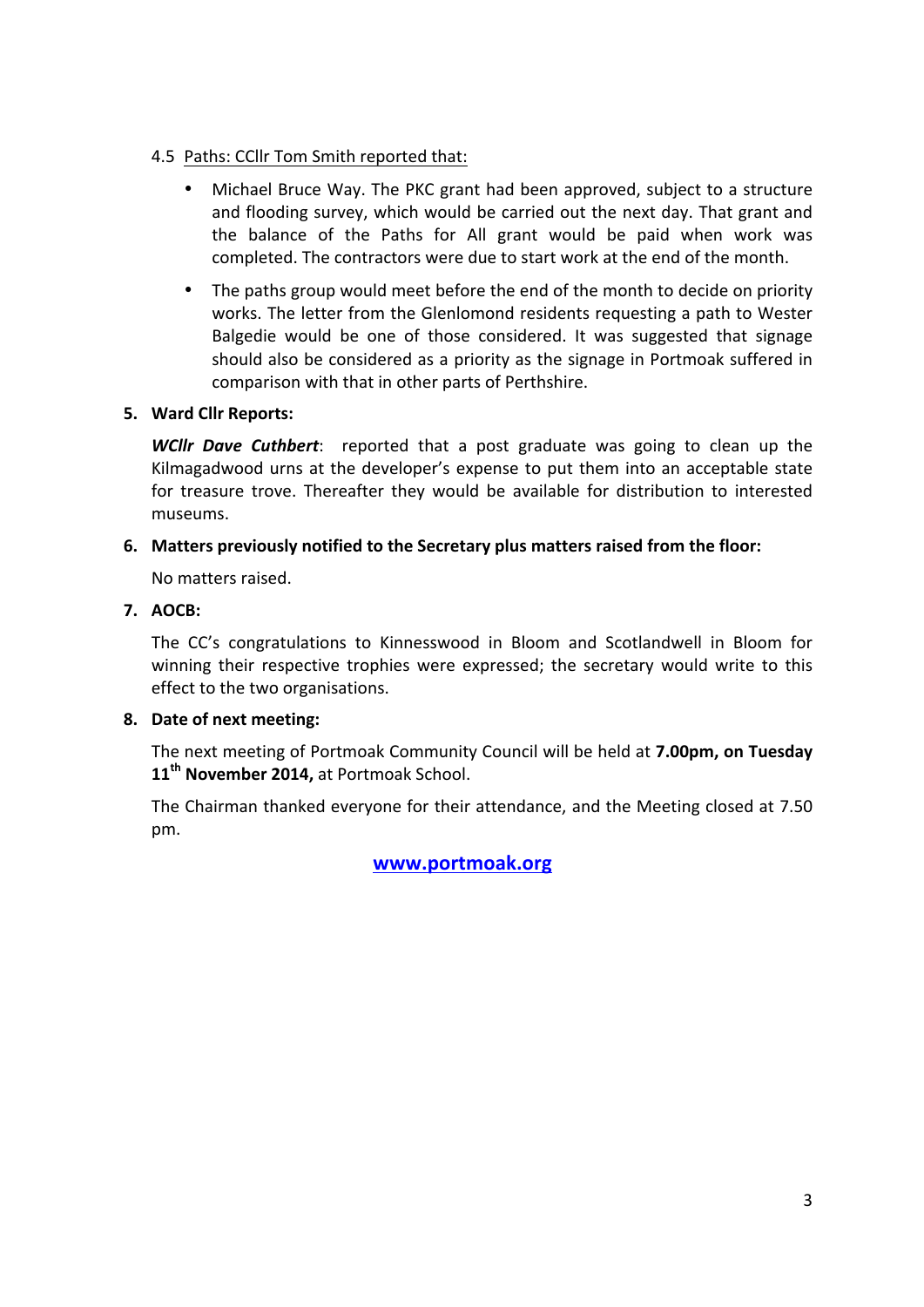4.5 Paths: CCllr Tom Smith reported that:

- Michael Bruce Way. The PKC grant had been approved, subject to a structure and flooding survey, which would be carried out the next day. That grant and the balance of the Paths for All grant would be paid when work was completed. The contractors were due to start work at the end of the month.
- The paths group would meet before the end of the month to decide on priority works. The letter from the Glenlomond residents requesting a path to Wester Balgedie would be one of those considered. It was suggested that signage should also be considered as a priority as the signage in Portmoak suffered in comparison with that in other parts of Perthshire.

**5. Ward Cllr Reports:**

***WCllr Dave Cuthbert***: reported that a post graduate was going to clean up the Kilmagadwood urns at the developer's expense to put them into an acceptable state for treasure trove. Thereafter they would be available for distribution to interested museums.

**6. Matters previously notified to the Secretary plus matters raised from the floor:**

No matters raised.

**7. AOCB:**

The CC's congratulations to Kinnesswood in Bloom and Scotlandwell in Bloom for winning their respective trophies were expressed; the secretary would write to this effect to the two organisations.

**8. Date of next meeting:**

The next meeting of Portmoak Community Council will be held at **7.00pm, on Tuesday 11th November 2014,** at Portmoak School.

The Chairman thanked everyone for their attendance, and the Meeting closed at 7.50 pm.

**www.portmoak.org**